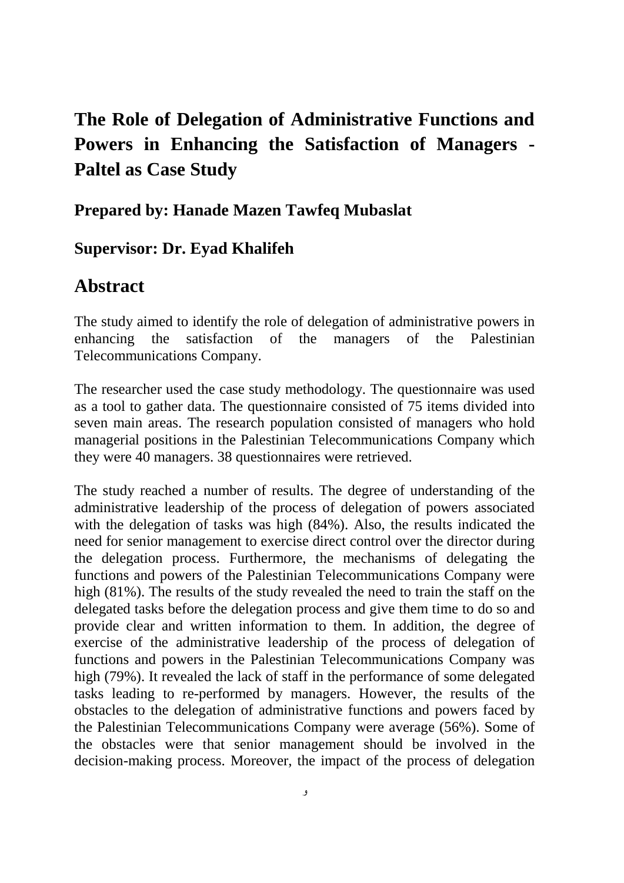# The Role of Delegation of Administrative Functions and Powers in Enhancing the Satisfaction of Managers - Paltel as Case Study

## Prepared by: Hanade Mazen Tawfeq Mubaslat

## Supervisor: Dr. Eyad Khalifeh

## Abstract

The study aimed to identify the role of delegation of administrative powers in enhancing the satisfaction of the managers of the Palestinian Telecommunications Company.

The researcher used the case study methodology. The questionnaire was used as a tool to gather data. The questionnaire consisted of 75 items divided into seven main areas. The research population consisted of managers who hold managerial positions in the Palestinian Telecommunications Company which they were 40 managers. 38 questionnaires were retrieved.

The study reached a number of results. The degree of understanding of the administrative leadership of the process of delegation of powers associated with the delegation of tasks was high (84%). Also, the results indicated the need for senior management to exercise direct control over the director during the delegation process. Furthermore, the mechanisms of delegating the functions and powers of the Palestinian Telecommunications Company were high (81%). The results of the study revealed the need to train the staff on the delegated tasks before the delegation process and give them time to do so and provide clear and written information to them. In addition, the degree of exercise of the administrative leadership of the process of delegation of functions and powers in the Palestinian Telecommunications Company was high (79%). It revealed the lack of staff in the performance of some delegated tasks leading to re-performed by managers. However, the results of the obstacles to the delegation of administrative functions and powers faced by the Palestinian Telecommunications Company were average (56%). Some of the obstacles were that senior management should be involved in the decision-making process. Moreover, the impact of the process of delegation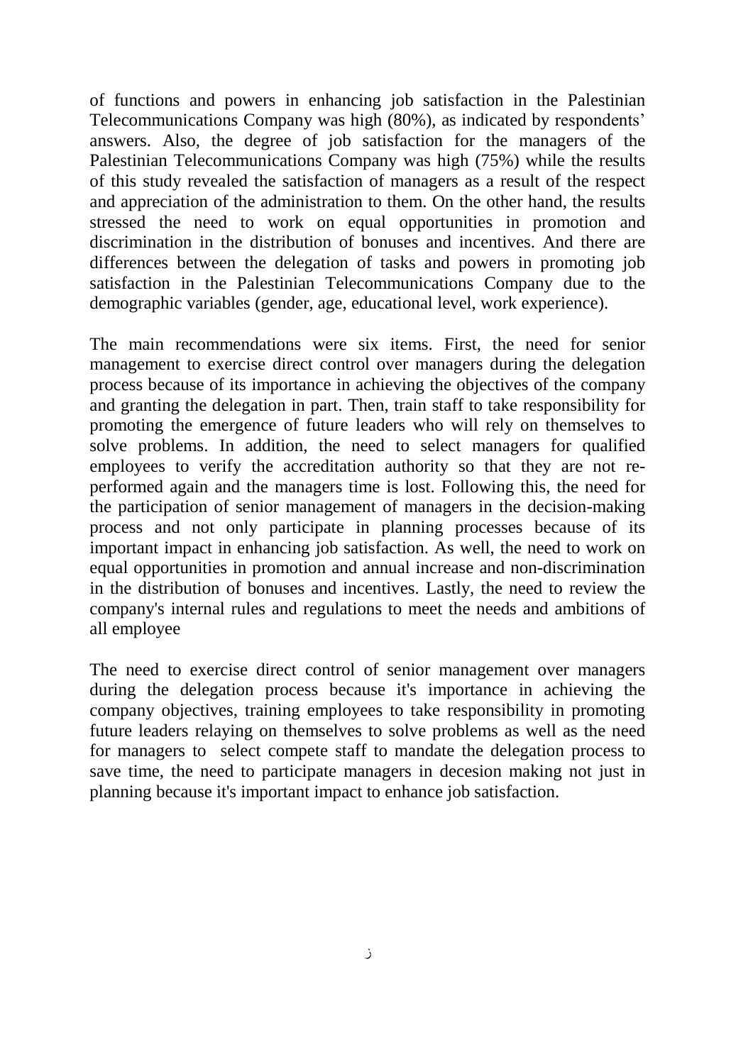of functions and powers in enhancing job satisfaction in the Palestinian Telecommunications Company was high (80%), as indicated by respondents' answers. Also, the degree of job satisfaction for the managers of the Palestinian Telecommunications Company was high (75%) while the results of this study revealed the satisfaction of managers as a result of the respect and appreciation of the administration to them. On the other hand, the results stressed the need to work on equal opportunities in promotion and discrimination in the distribution of bonuses and incentives. And there are differences between the delegation of tasks and powers in promoting job satisfaction in the Palestinian Telecommunications Company due to the demographic variables (gender, age, educational level, work experience).

The main recommendations were six items. First, the need for senior management to exercise direct control over managers during the delegation process because of its importance in achieving the objectives of the company and granting the delegation in part. Then, train staff to take responsibility for promoting the emergence of future leaders who will rely on themselves to solve problems. In addition, the need to select managers for qualified employees to verify the accreditation authority so that they are not re-performed again and the managers time is lost. Following this, the need for the participation of senior management of managers in the decision-making process and not only participate in planning processes because of its important impact in enhancing job satisfaction. As well, the need to work on equal opportunities in promotion and annual increase and non-discrimination in the distribution of bonuses and incentives. Lastly, the need to review the company's internal rules and regulations to meet the needs and ambitions of all employee

The need to exercise direct control of senior management over managers during the delegation process because it's importance in achieving the company objectives, training employees to take responsibility in promoting future leaders relaying on themselves to solve problems as well as the need for managers to select compete staff to mandate the delegation process to save time, the need to participate managers in decesion making not just in planning because it's important impact to enhance job satisfaction.